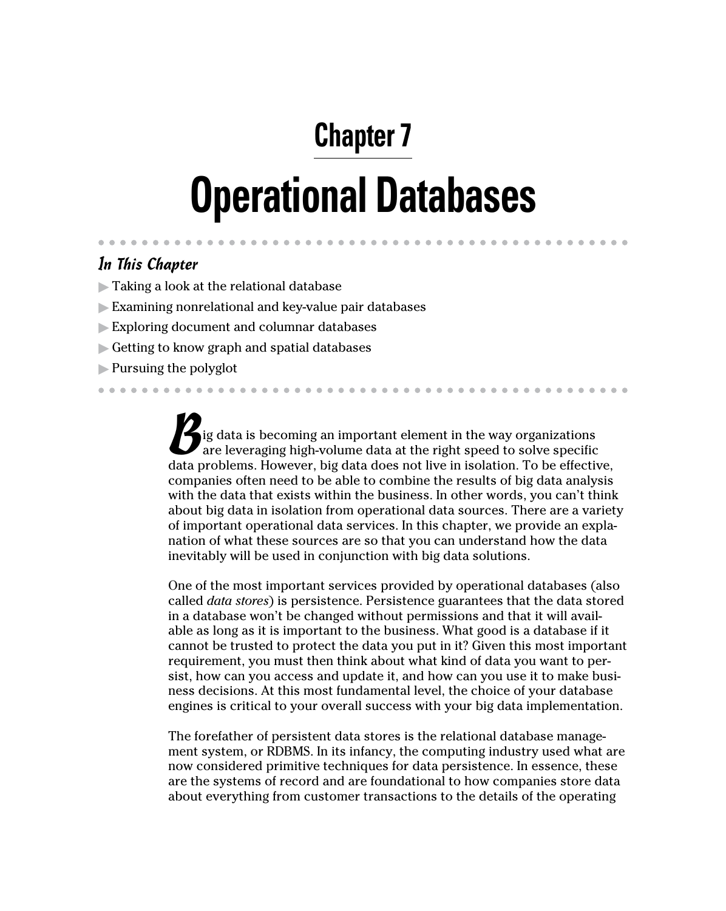# Chapter 7

# Operational Databases

### In This Chapter

- Taking a look at the relational database
- Examining nonrelational and key-value pair databases
- Exploring document and columnar databases
- Getting to know graph and spatial databases
- Pursuing the polyglot

Big data is becoming an important element in the way organizations are leveraging high-volume data at the right speed to solve specific data problems. However, big data does not live in isolation. To be effective, companies often need to be able to combine the results of big data analysis with the data that exists within the business. In other words, you can't think about big data in isolation from operational data sources. There are a variety of important operational data services. In this chapter, we provide an explanation of what these sources are so that you can understand how the data inevitably will be used in conjunction with big data solutions.

One of the most important services provided by operational databases (also called *data stores*) is persistence. Persistence guarantees that the data stored in a database won't be changed without permissions and that it will available as long as it is important to the business. What good is a database if it cannot be trusted to protect the data you put in it? Given this most important requirement, you must then think about what kind of data you want to persist, how can you access and update it, and how can you use it to make business decisions. At this most fundamental level, the choice of your database engines is critical to your overall success with your big data implementation.

The forefather of persistent data stores is the relational database management system, or RDBMS. In its infancy, the computing industry used what are now considered primitive techniques for data persistence. In essence, these are the systems of record and are foundational to how companies store data about everything from customer transactions to the details of the operating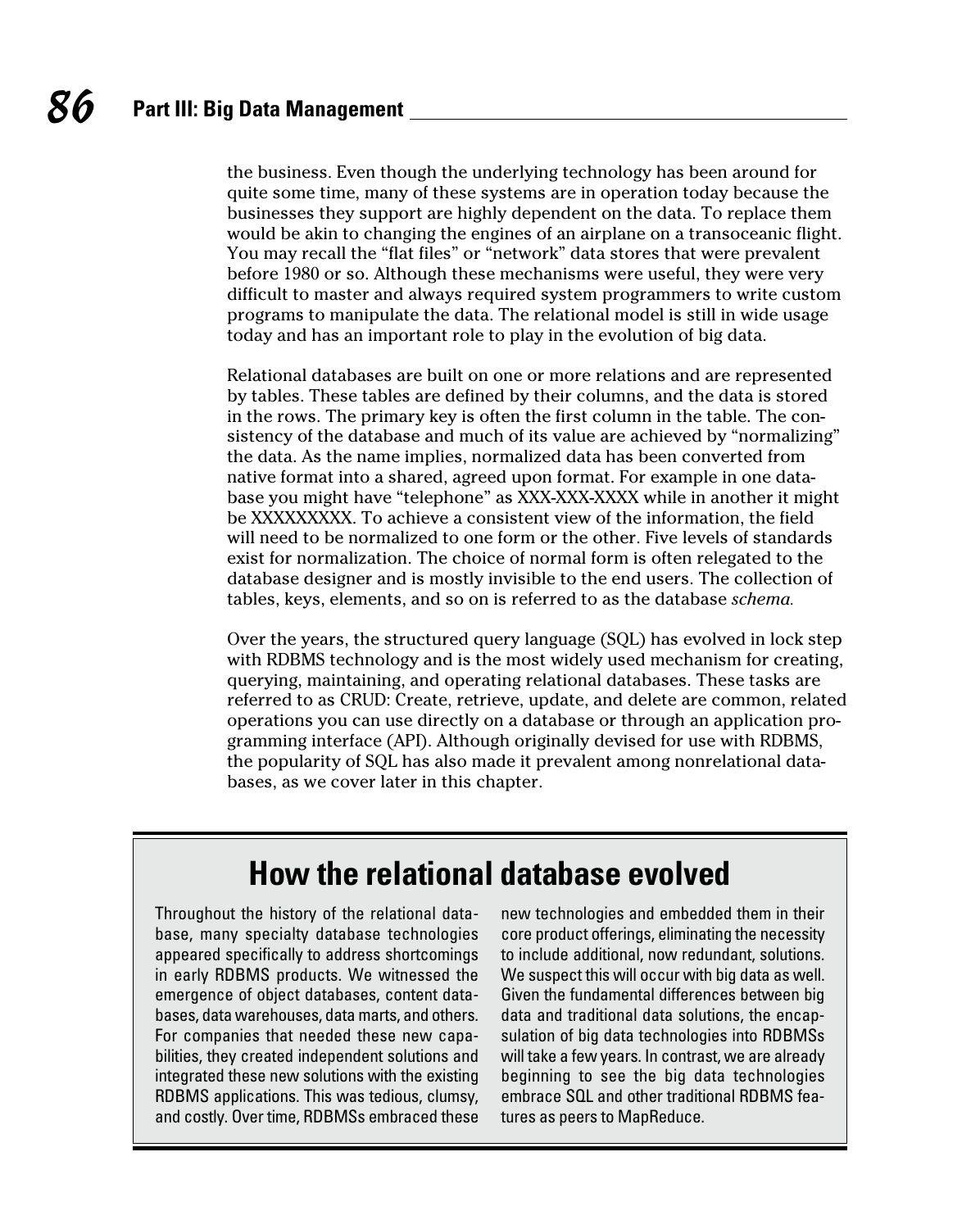the business. Even though the underlying technology has been around for quite some time, many of these systems are in operation today because the businesses they support are highly dependent on the data. To replace them would be akin to changing the engines of an airplane on a transoceanic flight. You may recall the "flat files" or "network" data stores that were prevalent before 1980 or so. Although these mechanisms were useful, they were very difficult to master and always required system programmers to write custom programs to manipulate the data. The relational model is still in wide usage today and has an important role to play in the evolution of big data.

Relational databases are built on one or more relations and are represented by tables. These tables are defined by their columns, and the data is stored in the rows. The primary key is often the first column in the table. The consistency of the database and much of its value are achieved by "normalizing" the data. As the name implies, normalized data has been converted from native format into a shared, agreed upon format. For example in one database you might have "telephone" as XXX-XXX-XXXX while in another it might be XXXXXXXXX. To achieve a consistent view of the information, the field will need to be normalized to one form or the other. Five levels of standards exist for normalization. The choice of normal form is often relegated to the database designer and is mostly invisible to the end users. The collection of tables, keys, elements, and so on is referred to as the database *schema*.

Over the years, the structured query language (SQL) has evolved in lock step with RDBMS technology and is the most widely used mechanism for creating, querying, maintaining, and operating relational databases. These tasks are referred to as CRUD: Create, retrieve, update, and delete are common, related operations you can use directly on a database or through an application programming interface (API). Although originally devised for use with RDBMS, the popularity of SQL has also made it prevalent among nonrelational databases, as we cover later in this chapter.

## How the relational database evolved

Throughout the history of the relational database, many specialty database technologies appeared specifically to address shortcomings in early RDBMS products. We witnessed the emergence of object databases, content databases, data warehouses, data marts, and others. For companies that needed these new capabilities, they created independent solutions and integrated these new solutions with the existing RDBMS applications. This was tedious, clumsy, and costly. Over time, RDBMSs embraced these new technologies and embedded them in their core product offerings, eliminating the necessity to include additional, now redundant, solutions. We suspect this will occur with big data as well. Given the fundamental differences between big data and traditional data solutions, the encapsulation of big data technologies into RDBMSs will take a few years. In contrast, we are already beginning to see the big data technologies embrace SQL and other traditional RDBMS features as peers to MapReduce.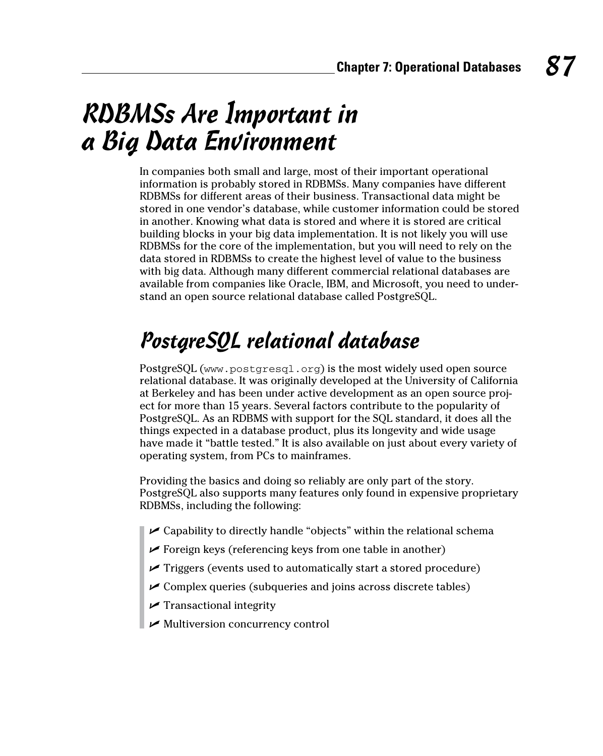# RDBMSs Are Important in a Big Data Environment

In companies both small and large, most of their important operational information is probably stored in RDBMSs. Many companies have different RDBMSs for different areas of their business. Transactional data might be stored in one vendor's database, while customer information could be stored in another. Knowing what data is stored and where it is stored are critical building blocks in your big data implementation. It is not likely you will use RDBMSs for the core of the implementation, but you will need to rely on the data stored in RDBMSs to create the highest level of value to the business with big data. Although many different commercial relational databases are available from companies like Oracle, IBM, and Microsoft, you need to understand an open source relational database called PostgreSQL.

## PostgreSQL relational database

PostgreSQL (`www.postgresql.org`) is the most widely used open source relational database. It was originally developed at the University of California at Berkeley and has been under active development as an open source project for more than 15 years. Several factors contribute to the popularity of PostgreSQL. As an RDBMS with support for the SQL standard, it does all the things expected in a database product, plus its longevity and wide usage have made it "battle tested." It is also available on just about every variety of operating system, from PCs to mainframes.

Providing the basics and doing so reliably are only part of the story. PostgreSQL also supports many features only found in expensive proprietary RDBMSs, including the following:

- Capability to directly handle "objects" within the relational schema
- Foreign keys (referencing keys from one table in another)
- Triggers (events used to automatically start a stored procedure)
- Complex queries (subqueries and joins across discrete tables)
- Transactional integrity
- Multiversion concurrency control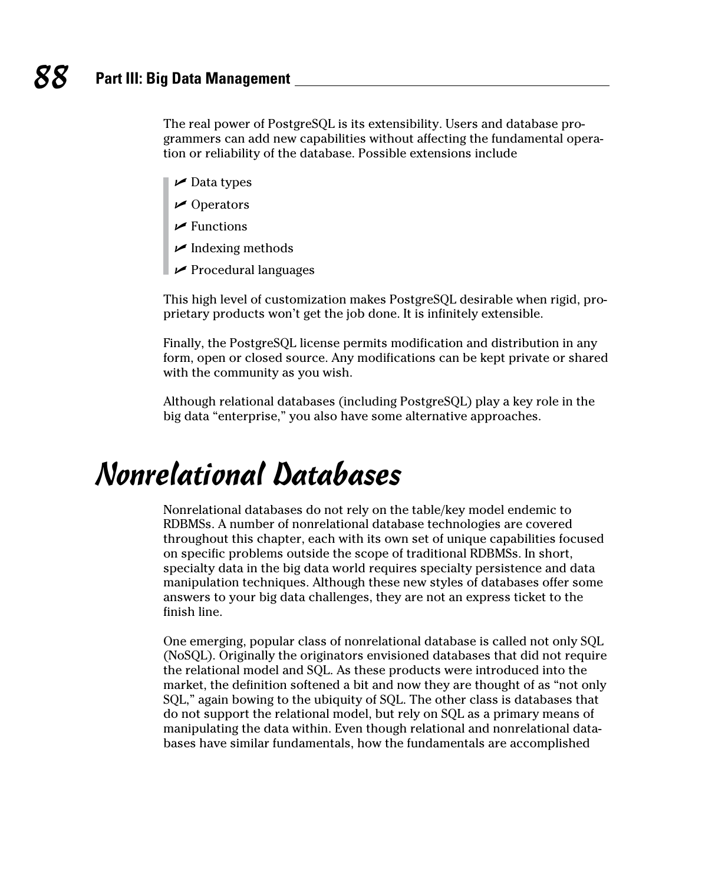The real power of PostgreSQL is its extensibility. Users and database programmers can add new capabilities without affecting the fundamental operation or reliability of the database. Possible extensions include

- Data types
- Operators
- Functions
- Indexing methods
- Procedural languages

This high level of customization makes PostgreSQL desirable when rigid, proprietary products won't get the job done. It is infinitely extensible.

Finally, the PostgreSQL license permits modification and distribution in any form, open or closed source. Any modifications can be kept private or shared with the community as you wish.

Although relational databases (including PostgreSQL) play a key role in the big data "enterprise," you also have some alternative approaches.

# Nonrelational Databases

Nonrelational databases do not rely on the table/key model endemic to RDBMSs. A number of nonrelational database technologies are covered throughout this chapter, each with its own set of unique capabilities focused on specific problems outside the scope of traditional RDBMSs. In short, specialty data in the big data world requires specialty persistence and data manipulation techniques. Although these new styles of databases offer some answers to your big data challenges, they are not an express ticket to the finish line.

One emerging, popular class of nonrelational database is called not only SQL (NoSQL). Originally the originators envisioned databases that did not require the relational model and SQL. As these products were introduced into the market, the definition softened a bit and now they are thought of as "not only SQL," again bowing to the ubiquity of SQL. The other class is databases that do not support the relational model, but rely on SQL as a primary means of manipulating the data within. Even though relational and nonrelational databases have similar fundamentals, how the fundamentals are accomplished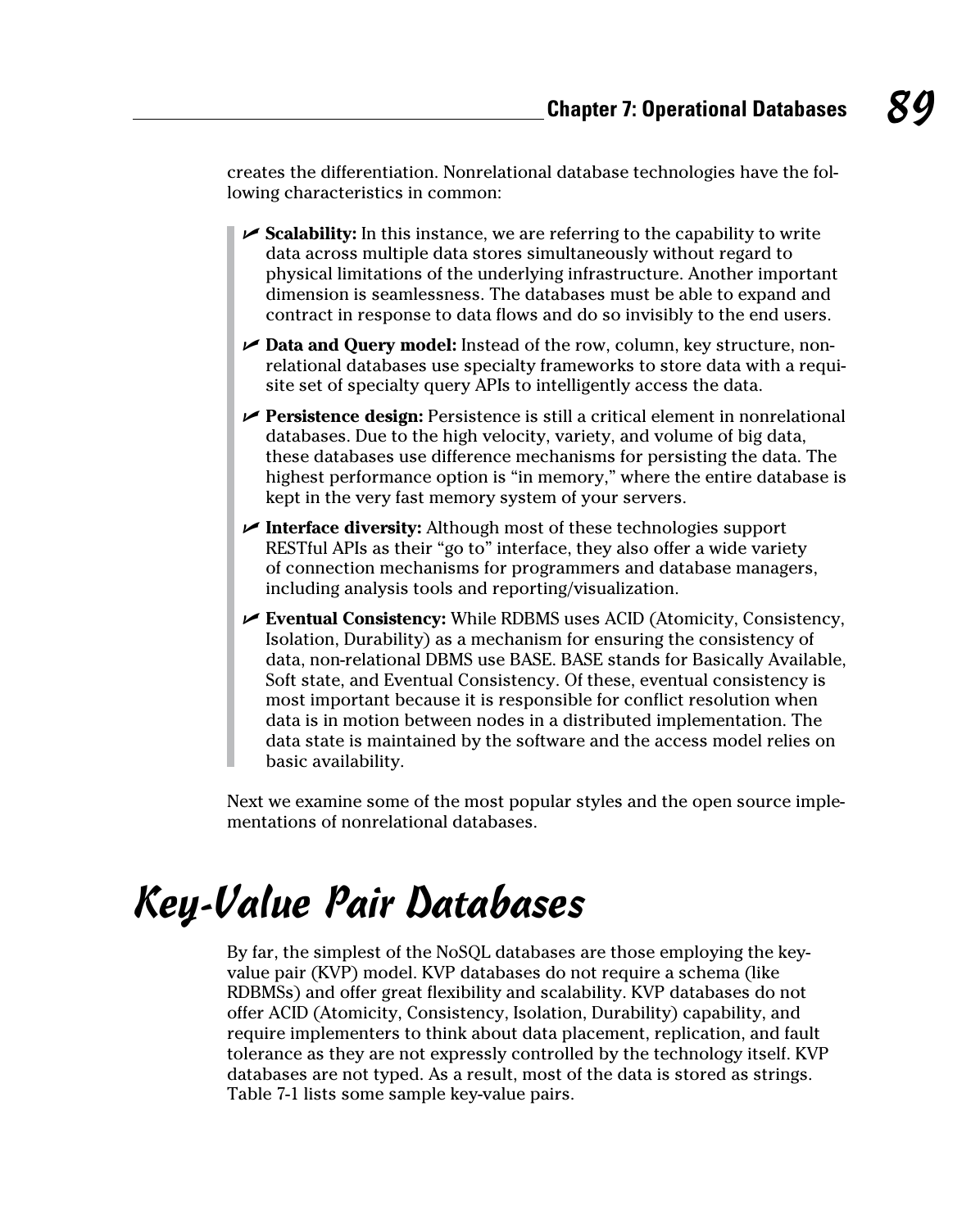creates the differentiation. Nonrelational database technologies have the following characteristics in common:

- **Scalability:** In this instance, we are referring to the capability to write data across multiple data stores simultaneously without regard to physical limitations of the underlying infrastructure. Another important dimension is seamlessness. The databases must be able to expand and contract in response to data flows and do so invisibly to the end users.
- **Data and Query model:** Instead of the row, column, key structure, nonrelational databases use specialty frameworks to store data with a requisite set of specialty query APIs to intelligently access the data.
- **Persistence design:** Persistence is still a critical element in nonrelational databases. Due to the high velocity, variety, and volume of big data, these databases use difference mechanisms for persisting the data. The highest performance option is "in memory," where the entire database is kept in the very fast memory system of your servers.
- **Interface diversity:** Although most of these technologies support RESTful APIs as their "go to" interface, they also offer a wide variety of connection mechanisms for programmers and database managers, including analysis tools and reporting/visualization.
- **Eventual Consistency:** While RDBMS uses ACID (Atomicity, Consistency, Isolation, Durability) as a mechanism for ensuring the consistency of data, non-relational DBMS use BASE. BASE stands for Basically Available, Soft state, and Eventual Consistency. Of these, eventual consistency is most important because it is responsible for conflict resolution when data is in motion between nodes in a distributed implementation. The data state is maintained by the software and the access model relies on basic availability.

Next we examine some of the most popular styles and the open source implementations of nonrelational databases.

# Key-Value Pair Databases

By far, the simplest of the NoSQL databases are those employing the key-value pair (KVP) model. KVP databases do not require a schema (like RDBMSs) and offer great flexibility and scalability. KVP databases do not offer ACID (Atomicity, Consistency, Isolation, Durability) capability, and require implementers to think about data placement, replication, and fault tolerance as they are not expressly controlled by the technology itself. KVP databases are not typed. As a result, most of the data is stored as strings. Table 7-1 lists some sample key-value pairs.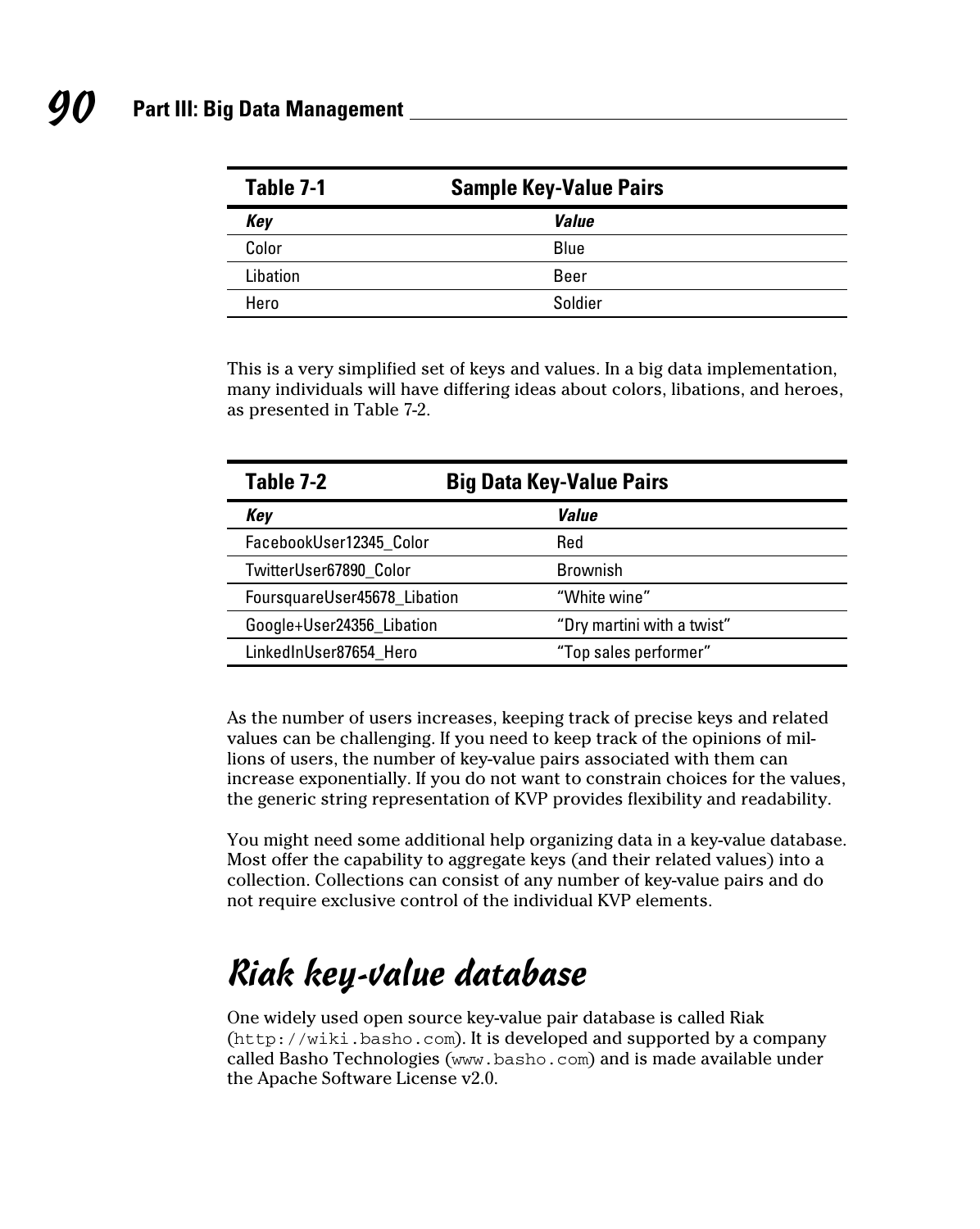**Table 7-1 Sample Key-Value Pairs**

| *Key* | *Value* |
|---|---|
| Color | Blue |
| Libation | Beer |
| Hero | Soldier |

This is a very simplified set of keys and values. In a big data implementation, many individuals will have differing ideas about colors, libations, and heroes, as presented in Table 7-2.

**Table 7-2 Big Data Key-Value Pairs**

| *Key* | *Value* |
|---|---|
| FacebookUser12345_Color | Red |
| TwitterUser67890_Color | Brownish |
| FoursquareUser45678_Libation | "White wine" |
| Google+User24356_Libation | "Dry martini with a twist" |
| LinkedInUser87654_Hero | "Top sales performer" |

As the number of users increases, keeping track of precise keys and related values can be challenging. If you need to keep track of the opinions of millions of users, the number of key-value pairs associated with them can increase exponentially. If you do not want to constrain choices for the values, the generic string representation of KVP provides flexibility and readability.

You might need some additional help organizing data in a key-value database. Most offer the capability to aggregate keys (and their related values) into a collection. Collections can consist of any number of key-value pairs and do not require exclusive control of the individual KVP elements.

## Riak key-value database

One widely used open source key-value pair database is called Riak (`http://wiki.basho.com`). It is developed and supported by a company called Basho Technologies (`www.basho.com`) and is made available under the Apache Software License v2.0.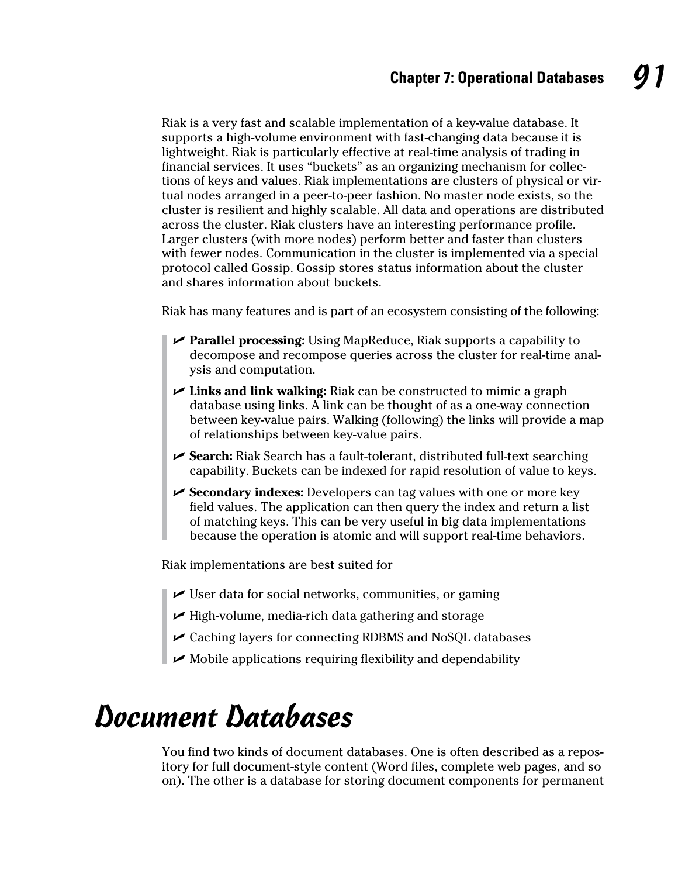Riak is a very fast and scalable implementation of a key-value database. It supports a high-volume environment with fast-changing data because it is lightweight. Riak is particularly effective at real-time analysis of trading in financial services. It uses "buckets" as an organizing mechanism for collections of keys and values. Riak implementations are clusters of physical or virtual nodes arranged in a peer-to-peer fashion. No master node exists, so the cluster is resilient and highly scalable. All data and operations are distributed across the cluster. Riak clusters have an interesting performance profile. Larger clusters (with more nodes) perform better and faster than clusters with fewer nodes. Communication in the cluster is implemented via a special protocol called Gossip. Gossip stores status information about the cluster and shares information about buckets.

Riak has many features and is part of an ecosystem consisting of the following:

- **Parallel processing:** Using MapReduce, Riak supports a capability to decompose and recompose queries across the cluster for real-time analysis and computation.
- **Links and link walking:** Riak can be constructed to mimic a graph database using links. A link can be thought of as a one-way connection between key-value pairs. Walking (following) the links will provide a map of relationships between key-value pairs.
- **Search:** Riak Search has a fault-tolerant, distributed full-text searching capability. Buckets can be indexed for rapid resolution of value to keys.
- **Secondary indexes:** Developers can tag values with one or more key field values. The application can then query the index and return a list of matching keys. This can be very useful in big data implementations because the operation is atomic and will support real-time behaviors.

Riak implementations are best suited for

- User data for social networks, communities, or gaming
- High-volume, media-rich data gathering and storage
- Caching layers for connecting RDBMS and NoSQL databases
- Mobile applications requiring flexibility and dependability

# Document Databases

You find two kinds of document databases. One is often described as a repository for full document-style content (Word files, complete web pages, and so on). The other is a database for storing document components for permanent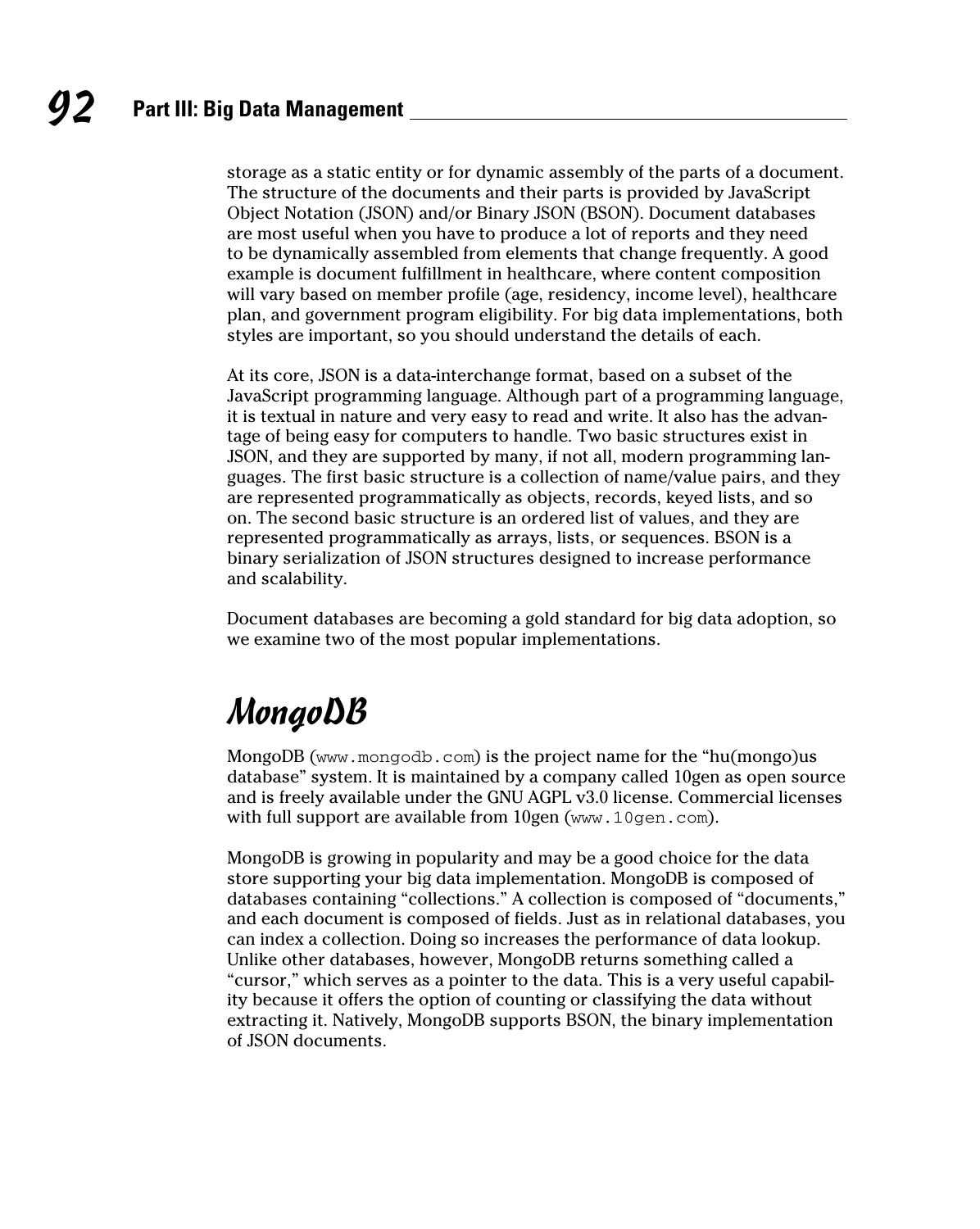storage as a static entity or for dynamic assembly of the parts of a document. The structure of the documents and their parts is provided by JavaScript Object Notation (JSON) and/or Binary JSON (BSON). Document databases are most useful when you have to produce a lot of reports and they need to be dynamically assembled from elements that change frequently. A good example is document fulfillment in healthcare, where content composition will vary based on member profile (age, residency, income level), healthcare plan, and government program eligibility. For big data implementations, both styles are important, so you should understand the details of each.

At its core, JSON is a data-interchange format, based on a subset of the JavaScript programming language. Although part of a programming language, it is textual in nature and very easy to read and write. It also has the advantage of being easy for computers to handle. Two basic structures exist in JSON, and they are supported by many, if not all, modern programming languages. The first basic structure is a collection of name/value pairs, and they are represented programmatically as objects, records, keyed lists, and so on. The second basic structure is an ordered list of values, and they are represented programmatically as arrays, lists, or sequences. BSON is a binary serialization of JSON structures designed to increase performance and scalability.

Document databases are becoming a gold standard for big data adoption, so we examine two of the most popular implementations.

## MongoDB

MongoDB (`www.mongodb.com`) is the project name for the "hu(mongo)us database" system. It is maintained by a company called 10gen as open source and is freely available under the GNU AGPL v3.0 license. Commercial licenses with full support are available from 10gen (`www.10gen.com`).

MongoDB is growing in popularity and may be a good choice for the data store supporting your big data implementation. MongoDB is composed of databases containing "collections." A collection is composed of "documents," and each document is composed of fields. Just as in relational databases, you can index a collection. Doing so increases the performance of data lookup. Unlike other databases, however, MongoDB returns something called a "cursor," which serves as a pointer to the data. This is a very useful capability because it offers the option of counting or classifying the data without extracting it. Natively, MongoDB supports BSON, the binary implementation of JSON documents.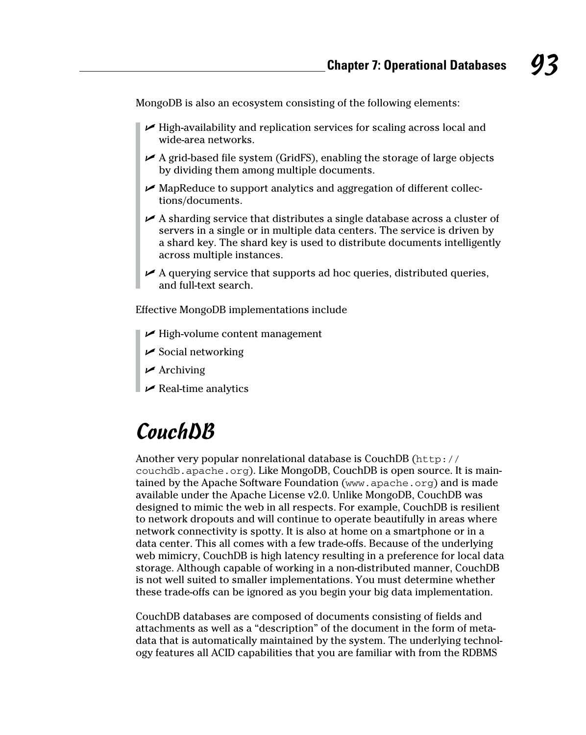MongoDB is also an ecosystem consisting of the following elements:

- High-availability and replication services for scaling across local and wide-area networks.
- A grid-based file system (GridFS), enabling the storage of large objects by dividing them among multiple documents.
- MapReduce to support analytics and aggregation of different collections/documents.
- A sharding service that distributes a single database across a cluster of servers in a single or in multiple data centers. The service is driven by a shard key. The shard key is used to distribute documents intelligently across multiple instances.
- A querying service that supports ad hoc queries, distributed queries, and full-text search.

Effective MongoDB implementations include

- High-volume content management
- Social networking
- Archiving
- Real-time analytics

## CouchDB

Another very popular nonrelational database is CouchDB (`http://couchdb.apache.org`). Like MongoDB, CouchDB is open source. It is maintained by the Apache Software Foundation (`www.apache.org`) and is made available under the Apache License v2.0. Unlike MongoDB, CouchDB was designed to mimic the web in all respects. For example, CouchDB is resilient to network dropouts and will continue to operate beautifully in areas where network connectivity is spotty. It is also at home on a smartphone or in a data center. This all comes with a few trade-offs. Because of the underlying web mimicry, CouchDB is high latency resulting in a preference for local data storage. Although capable of working in a non-distributed manner, CouchDB is not well suited to smaller implementations. You must determine whether these trade-offs can be ignored as you begin your big data implementation.

CouchDB databases are composed of documents consisting of fields and attachments as well as a "description" of the document in the form of metadata that is automatically maintained by the system. The underlying technology features all ACID capabilities that you are familiar with from the RDBMS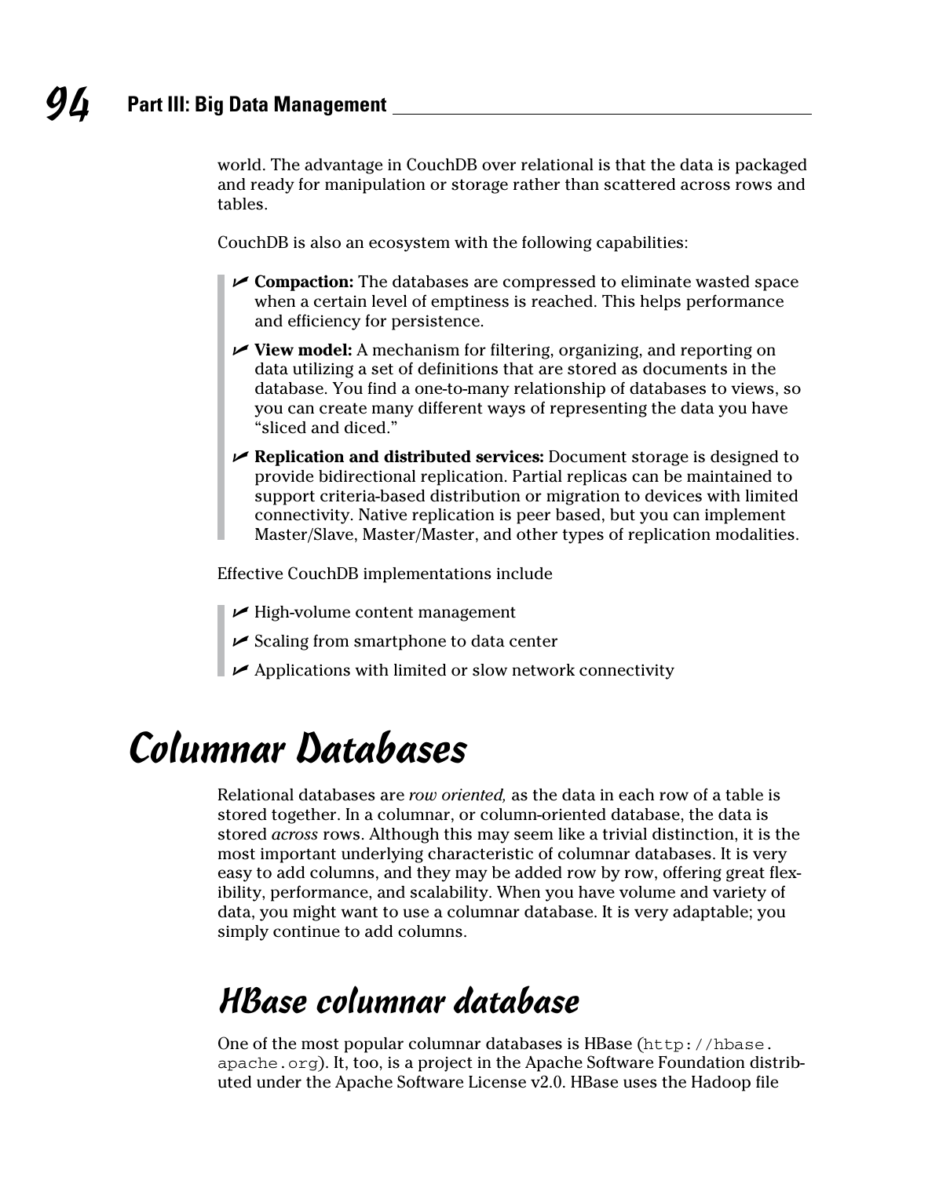world. The advantage in CouchDB over relational is that the data is packaged and ready for manipulation or storage rather than scattered across rows and tables.

CouchDB is also an ecosystem with the following capabilities:

- **Compaction:** The databases are compressed to eliminate wasted space when a certain level of emptiness is reached. This helps performance and efficiency for persistence.
- **View model:** A mechanism for filtering, organizing, and reporting on data utilizing a set of definitions that are stored as documents in the database. You find a one-to-many relationship of databases to views, so you can create many different ways of representing the data you have "sliced and diced."
- **Replication and distributed services:** Document storage is designed to provide bidirectional replication. Partial replicas can be maintained to support criteria-based distribution or migration to devices with limited connectivity. Native replication is peer based, but you can implement Master/Slave, Master/Master, and other types of replication modalities.

Effective CouchDB implementations include

- High-volume content management
- Scaling from smartphone to data center
- Applications with limited or slow network connectivity

# Columnar Databases

Relational databases are *row oriented,* as the data in each row of a table is stored together. In a columnar, or column-oriented database, the data is stored *across* rows. Although this may seem like a trivial distinction, it is the most important underlying characteristic of columnar databases. It is very easy to add columns, and they may be added row by row, offering great flexibility, performance, and scalability. When you have volume and variety of data, you might want to use a columnar database. It is very adaptable; you simply continue to add columns.

## HBase columnar database

One of the most popular columnar databases is HBase (`http://hbase.apache.org`). It, too, is a project in the Apache Software Foundation distributed under the Apache Software License v2.0. HBase uses the Hadoop file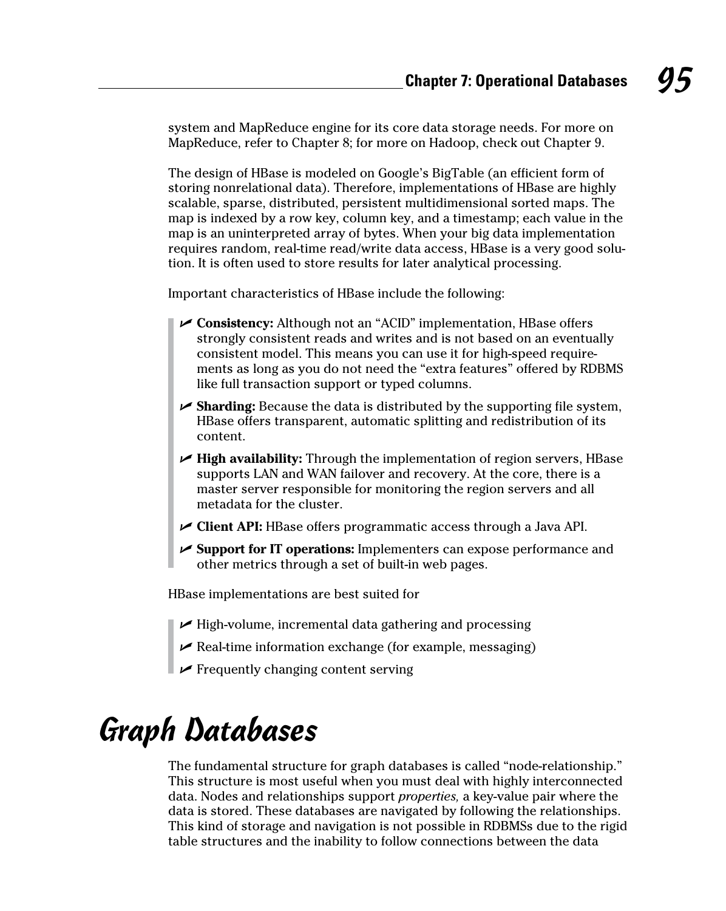system and MapReduce engine for its core data storage needs. For more on MapReduce, refer to Chapter 8; for more on Hadoop, check out Chapter 9.

The design of HBase is modeled on Google's BigTable (an efficient form of storing nonrelational data). Therefore, implementations of HBase are highly scalable, sparse, distributed, persistent multidimensional sorted maps. The map is indexed by a row key, column key, and a timestamp; each value in the map is an uninterpreted array of bytes. When your big data implementation requires random, real-time read/write data access, HBase is a very good solution. It is often used to store results for later analytical processing.

Important characteristics of HBase include the following:

- **Consistency:** Although not an "ACID" implementation, HBase offers strongly consistent reads and writes and is not based on an eventually consistent model. This means you can use it for high-speed requirements as long as you do not need the "extra features" offered by RDBMS like full transaction support or typed columns.
- **Sharding:** Because the data is distributed by the supporting file system, HBase offers transparent, automatic splitting and redistribution of its content.
- **High availability:** Through the implementation of region servers, HBase supports LAN and WAN failover and recovery. At the core, there is a master server responsible for monitoring the region servers and all metadata for the cluster.
- **Client API:** HBase offers programmatic access through a Java API.
- **Support for IT operations:** Implementers can expose performance and other metrics through a set of built-in web pages.

HBase implementations are best suited for

- High-volume, incremental data gathering and processing
- Real-time information exchange (for example, messaging)
- Frequently changing content serving

# Graph Databases

The fundamental structure for graph databases is called "node-relationship." This structure is most useful when you must deal with highly interconnected data. Nodes and relationships support *properties,* a key-value pair where the data is stored. These databases are navigated by following the relationships. This kind of storage and navigation is not possible in RDBMSs due to the rigid table structures and the inability to follow connections between the data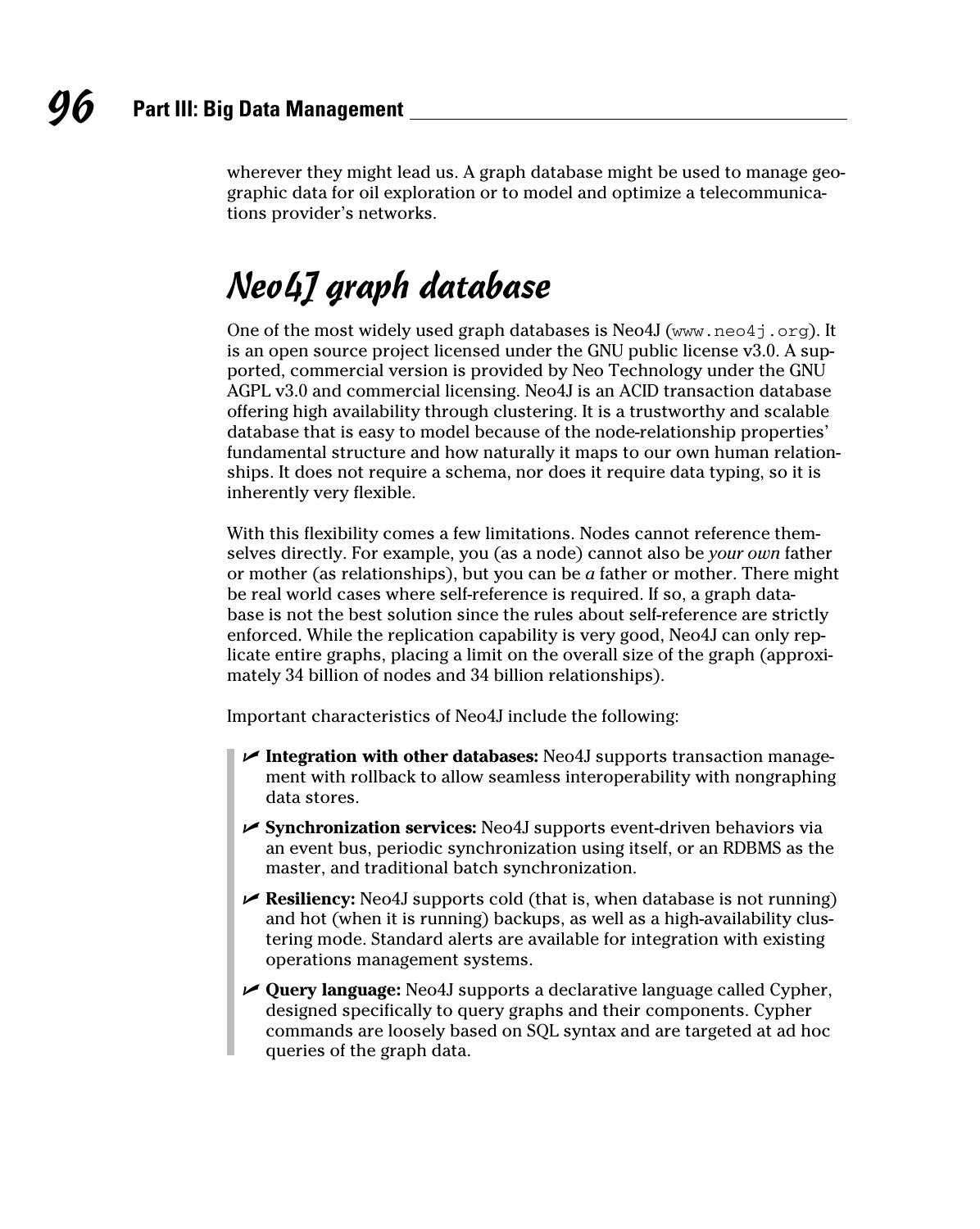wherever they might lead us. A graph database might be used to manage geographic data for oil exploration or to model and optimize a telecommunications provider's networks.

## Neo4J graph database

One of the most widely used graph databases is Neo4J (`www.neo4j.org`). It is an open source project licensed under the GNU public license v3.0. A supported, commercial version is provided by Neo Technology under the GNU AGPL v3.0 and commercial licensing. Neo4J is an ACID transaction database offering high availability through clustering. It is a trustworthy and scalable database that is easy to model because of the node-relationship properties' fundamental structure and how naturally it maps to our own human relationships. It does not require a schema, nor does it require data typing, so it is inherently very flexible.

With this flexibility comes a few limitations. Nodes cannot reference themselves directly. For example, you (as a node) cannot also be *your own* father or mother (as relationships), but you can be *a* father or mother. There might be real world cases where self-reference is required. If so, a graph database is not the best solution since the rules about self-reference are strictly enforced. While the replication capability is very good, Neo4J can only replicate entire graphs, placing a limit on the overall size of the graph (approximately 34 billion of nodes and 34 billion relationships).

Important characteristics of Neo4J include the following:

- **Integration with other databases:** Neo4J supports transaction management with rollback to allow seamless interoperability with nongraphing data stores.
- **Synchronization services:** Neo4J supports event-driven behaviors via an event bus, periodic synchronization using itself, or an RDBMS as the master, and traditional batch synchronization.
- **Resiliency:** Neo4J supports cold (that is, when database is not running) and hot (when it is running) backups, as well as a high-availability clustering mode. Standard alerts are available for integration with existing operations management systems.
- **Query language:** Neo4J supports a declarative language called Cypher, designed specifically to query graphs and their components. Cypher commands are loosely based on SQL syntax and are targeted at ad hoc queries of the graph data.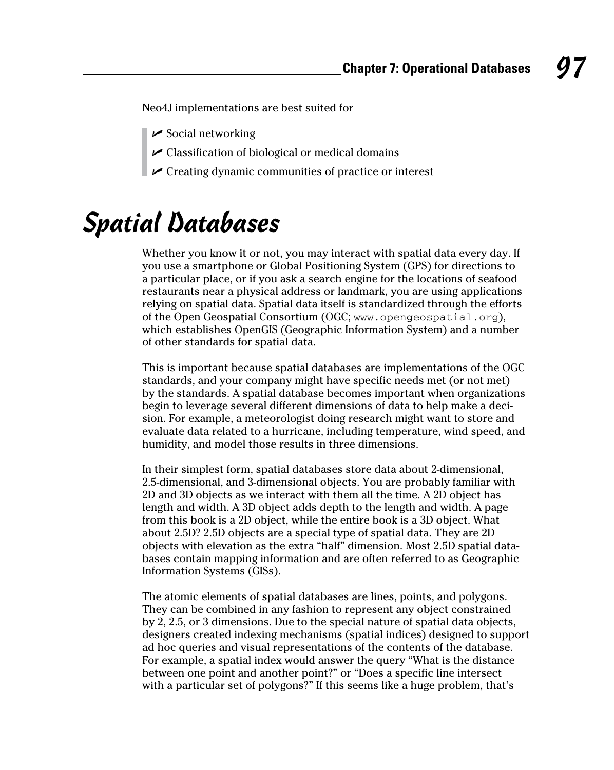Neo4J implementations are best suited for

- Social networking
- Classification of biological or medical domains
- Creating dynamic communities of practice or interest

# Spatial Databases

Whether you know it or not, you may interact with spatial data every day. If you use a smartphone or Global Positioning System (GPS) for directions to a particular place, or if you ask a search engine for the locations of seafood restaurants near a physical address or landmark, you are using applications relying on spatial data. Spatial data itself is standardized through the efforts of the Open Geospatial Consortium (OGC; `www.opengeospatial.org`), which establishes OpenGIS (Geographic Information System) and a number of other standards for spatial data.

This is important because spatial databases are implementations of the OGC standards, and your company might have specific needs met (or not met) by the standards. A spatial database becomes important when organizations begin to leverage several different dimensions of data to help make a decision. For example, a meteorologist doing research might want to store and evaluate data related to a hurricane, including temperature, wind speed, and humidity, and model those results in three dimensions.

In their simplest form, spatial databases store data about 2-dimensional, 2.5-dimensional, and 3-dimensional objects. You are probably familiar with 2D and 3D objects as we interact with them all the time. A 2D object has length and width. A 3D object adds depth to the length and width. A page from this book is a 2D object, while the entire book is a 3D object. What about 2.5D? 2.5D objects are a special type of spatial data. They are 2D objects with elevation as the extra "half" dimension. Most 2.5D spatial databases contain mapping information and are often referred to as Geographic Information Systems (GISs).

The atomic elements of spatial databases are lines, points, and polygons. They can be combined in any fashion to represent any object constrained by 2, 2.5, or 3 dimensions. Due to the special nature of spatial data objects, designers created indexing mechanisms (spatial indices) designed to support ad hoc queries and visual representations of the contents of the database. For example, a spatial index would answer the query "What is the distance between one point and another point?" or "Does a specific line intersect with a particular set of polygons?" If this seems like a huge problem, that's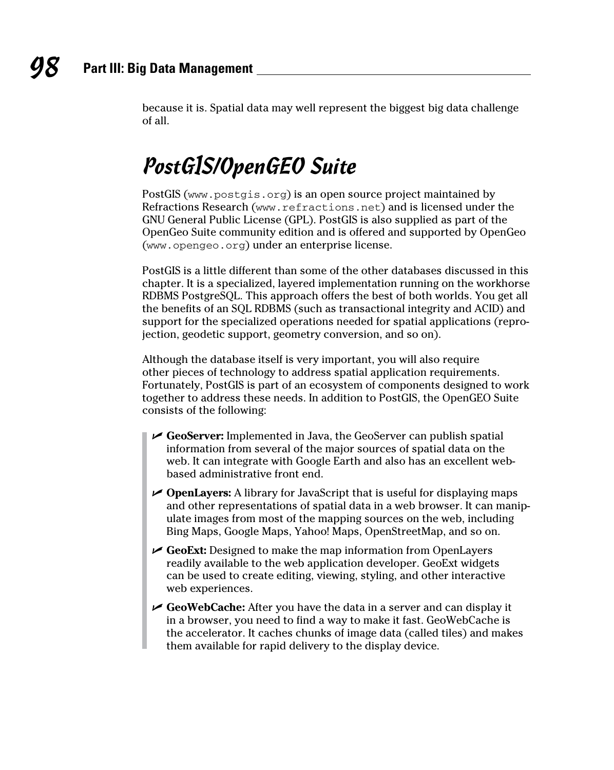because it is. Spatial data may well represent the biggest big data challenge of all.

## PostGIS/OpenGEO Suite

PostGIS (www.postgis.org) is an open source project maintained by Refractions Research (www.refractions.net) and is licensed under the GNU General Public License (GPL). PostGIS is also supplied as part of the OpenGeo Suite community edition and is offered and supported by OpenGeo (www.opengeo.org) under an enterprise license.

PostGIS is a little different than some of the other databases discussed in this chapter. It is a specialized, layered implementation running on the workhorse RDBMS PostgreSQL. This approach offers the best of both worlds. You get all the benefits of an SQL RDBMS (such as transactional integrity and ACID) and support for the specialized operations needed for spatial applications (reprojection, geodetic support, geometry conversion, and so on).

Although the database itself is very important, you will also require other pieces of technology to address spatial application requirements. Fortunately, PostGIS is part of an ecosystem of components designed to work together to address these needs. In addition to PostGIS, the OpenGEO Suite consists of the following:

- **GeoServer:** Implemented in Java, the GeoServer can publish spatial information from several of the major sources of spatial data on the web. It can integrate with Google Earth and also has an excellent web-based administrative front end.
- **OpenLayers:** A library for JavaScript that is useful for displaying maps and other representations of spatial data in a web browser. It can manipulate images from most of the mapping sources on the web, including Bing Maps, Google Maps, Yahoo! Maps, OpenStreetMap, and so on.
- **GeoExt:** Designed to make the map information from OpenLayers readily available to the web application developer. GeoExt widgets can be used to create editing, viewing, styling, and other interactive web experiences.
- **GeoWebCache:** After you have the data in a server and can display it in a browser, you need to find a way to make it fast. GeoWebCache is the accelerator. It caches chunks of image data (called tiles) and makes them available for rapid delivery to the display device.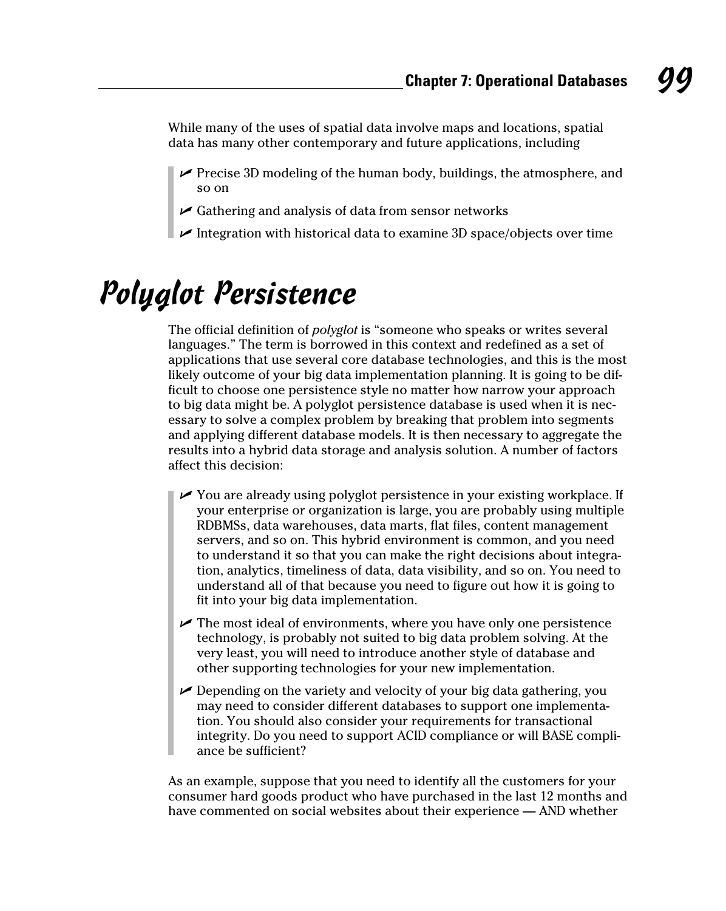While many of the uses of spatial data involve maps and locations, spatial data has many other contemporary and future applications, including

- Precise 3D modeling of the human body, buildings, the atmosphere, and so on
- Gathering and analysis of data from sensor networks
- Integration with historical data to examine 3D space/objects over time

# Polyglot Persistence

The official definition of *polyglot* is "someone who speaks or writes several languages." The term is borrowed in this context and redefined as a set of applications that use several core database technologies, and this is the most likely outcome of your big data implementation planning. It is going to be difficult to choose one persistence style no matter how narrow your approach to big data might be. A polyglot persistence database is used when it is necessary to solve a complex problem by breaking that problem into segments and applying different database models. It is then necessary to aggregate the results into a hybrid data storage and analysis solution. A number of factors affect this decision:

- You are already using polyglot persistence in your existing workplace. If your enterprise or organization is large, you are probably using multiple RDBMSs, data warehouses, data marts, flat files, content management servers, and so on. This hybrid environment is common, and you need to understand it so that you can make the right decisions about integration, analytics, timeliness of data, data visibility, and so on. You need to understand all of that because you need to figure out how it is going to fit into your big data implementation.
- The most ideal of environments, where you have only one persistence technology, is probably not suited to big data problem solving. At the very least, you will need to introduce another style of database and other supporting technologies for your new implementation.
- Depending on the variety and velocity of your big data gathering, you may need to consider different databases to support one implementation. You should also consider your requirements for transactional integrity. Do you need to support ACID compliance or will BASE compliance be sufficient?

As an example, suppose that you need to identify all the customers for your consumer hard goods product who have purchased in the last 12 months and have commented on social websites about their experience — AND whether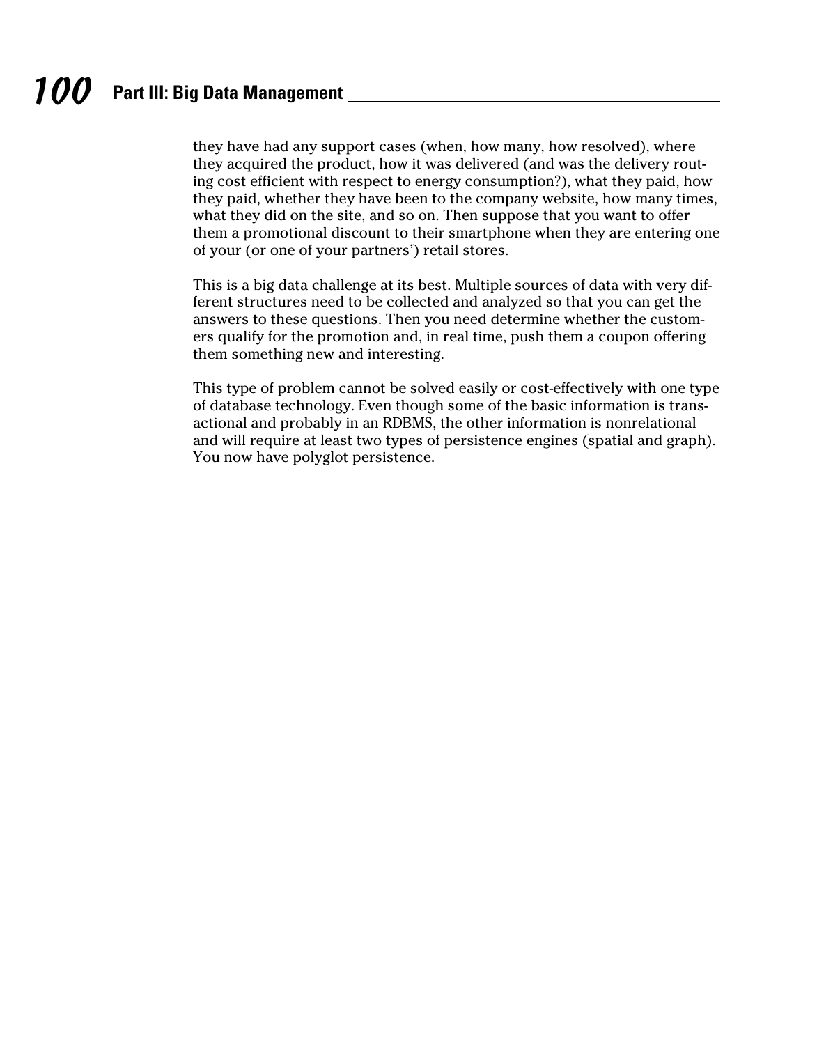they have had any support cases (when, how many, how resolved), where they acquired the product, how it was delivered (and was the delivery routing cost efficient with respect to energy consumption?), what they paid, how they paid, whether they have been to the company website, how many times, what they did on the site, and so on. Then suppose that you want to offer them a promotional discount to their smartphone when they are entering one of your (or one of your partners') retail stores.

This is a big data challenge at its best. Multiple sources of data with very different structures need to be collected and analyzed so that you can get the answers to these questions. Then you need determine whether the customers qualify for the promotion and, in real time, push them a coupon offering them something new and interesting.

This type of problem cannot be solved easily or cost-effectively with one type of database technology. Even though some of the basic information is transactional and probably in an RDBMS, the other information is nonrelational and will require at least two types of persistence engines (spatial and graph). You now have polyglot persistence.